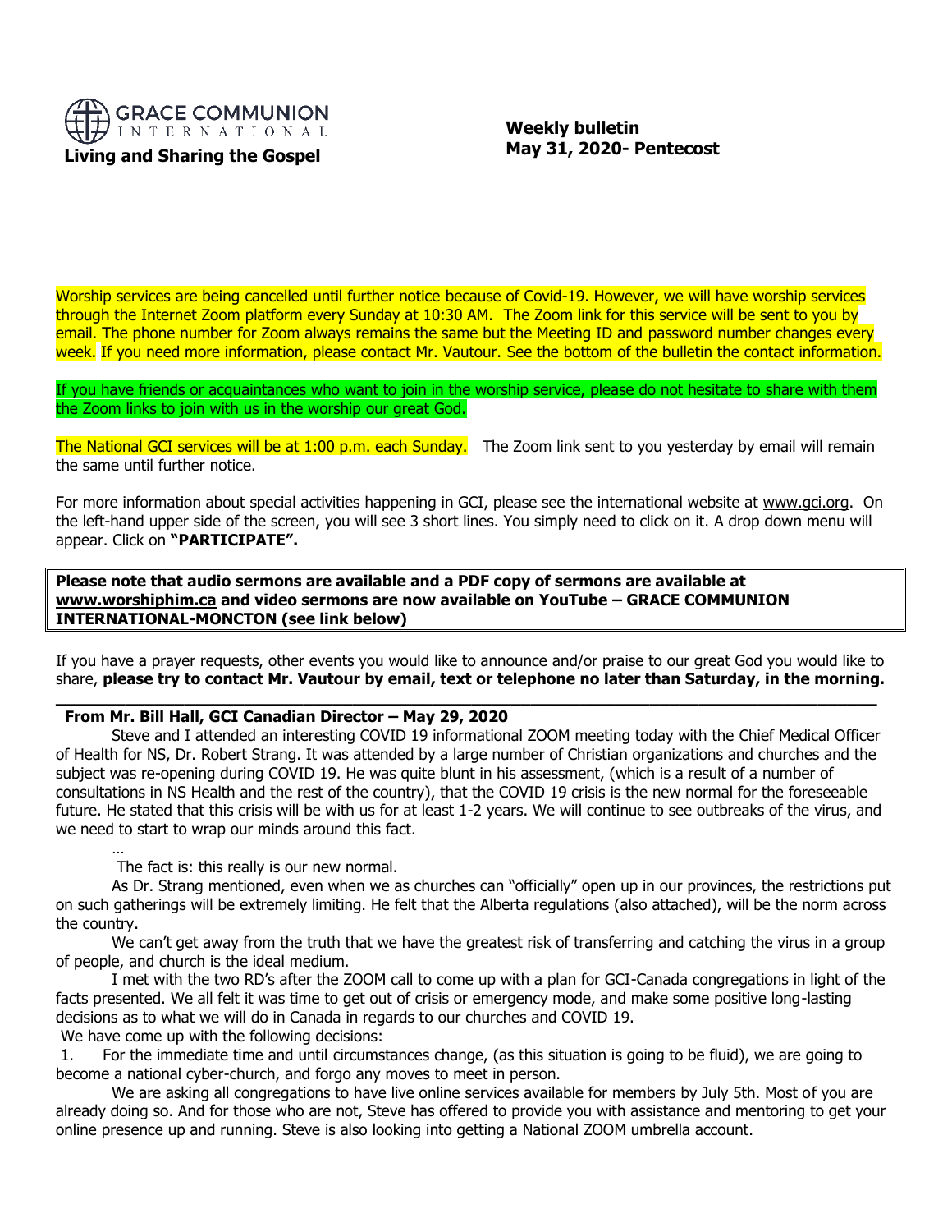**GRACE COMMUNION INTERNATIONAL**

**Living and Sharing the Gospel**

**Weekly bulletin**
**May 31, 2020- Pentecost**

Worship services are being cancelled until further notice because of Covid-19. However, we will have worship services through the Internet Zoom platform every Sunday at 10:30 AM. The Zoom link for this service will be sent to you by email. The phone number for Zoom always remains the same but the Meeting ID and password number changes every week. If you need more information, please contact Mr. Vautour. See the bottom of the bulletin the contact information.

If you have friends or acquaintances who want to join in the worship service, please do not hesitate to share with them the Zoom links to join with us in the worship our great God.

The National GCI services will be at 1:00 p.m. each Sunday. The Zoom link sent to you yesterday by email will remain the same until further notice.

For more information about special activities happening in GCI, please see the international website at www.gci.org. On the left-hand upper side of the screen, you will see 3 short lines. You simply need to click on it. A drop down menu will appear. Click on **"PARTICIPATE".**

**Please note that audio sermons are available and a PDF copy of sermons are available at www.worshiphim.ca and video sermons are now available on YouTube – GRACE COMMUNION INTERNATIONAL-MONCTON (see link below)**

If you have a prayer requests, other events you would like to announce and/or praise to our great God you would like to share, **please try to contact Mr. Vautour by email, text or telephone no later than Saturday, in the morning.**

---

**From Mr. Bill Hall, GCI Canadian Director – May 29, 2020**

Steve and I attended an interesting COVID 19 informational ZOOM meeting today with the Chief Medical Officer of Health for NS, Dr. Robert Strang. It was attended by a large number of Christian organizations and churches and the subject was re-opening during COVID 19. He was quite blunt in his assessment, (which is a result of a number of consultations in NS Health and the rest of the country), that the COVID 19 crisis is the new normal for the foreseeable future. He stated that this crisis will be with us for at least 1-2 years. We will continue to see outbreaks of the virus, and we need to start to wrap our minds around this fact.

…

The fact is: this really is our new normal.

As Dr. Strang mentioned, even when we as churches can "officially" open up in our provinces, the restrictions put on such gatherings will be extremely limiting. He felt that the Alberta regulations (also attached), will be the norm across the country.

We can't get away from the truth that we have the greatest risk of transferring and catching the virus in a group of people, and church is the ideal medium.

I met with the two RD's after the ZOOM call to come up with a plan for GCI-Canada congregations in light of the facts presented. We all felt it was time to get out of crisis or emergency mode, and make some positive long-lasting decisions as to what we will do in Canada in regards to our churches and COVID 19.

We have come up with the following decisions:

1. For the immediate time and until circumstances change, (as this situation is going to be fluid), we are going to become a national cyber-church, and forgo any moves to meet in person.

We are asking all congregations to have live online services available for members by July 5th. Most of you are already doing so. And for those who are not, Steve has offered to provide you with assistance and mentoring to get your online presence up and running. Steve is also looking into getting a National ZOOM umbrella account.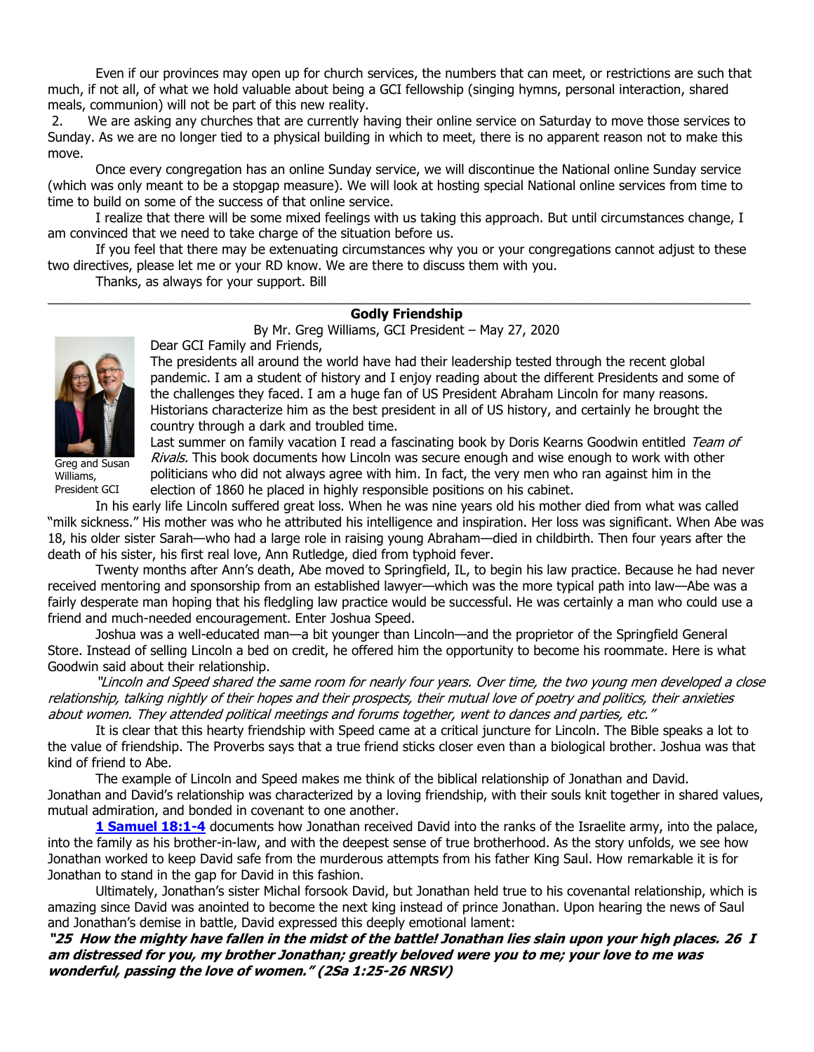Even if our provinces may open up for church services, the numbers that can meet, or restrictions are such that much, if not all, of what we hold valuable about being a GCI fellowship (singing hymns, personal interaction, shared meals, communion) will not be part of this new reality.

2. We are asking any churches that are currently having their online service on Saturday to move those services to Sunday. As we are no longer tied to a physical building in which to meet, there is no apparent reason not to make this move.

Once every congregation has an online Sunday service, we will discontinue the National online Sunday service (which was only meant to be a stopgap measure). We will look at hosting special National online services from time to time to build on some of the success of that online service.

I realize that there will be some mixed feelings with us taking this approach. But until circumstances change, I am convinced that we need to take charge of the situation before us.

If you feel that there may be extenuating circumstances why you or your congregations cannot adjust to these two directives, please let me or your RD know. We are there to discuss them with you.

Thanks, as always for your support. Bill

---

## Godly Friendship

By Mr. Greg Williams, GCI President – May 27, 2020

Greg and Susan Williams, President GCI

Dear GCI Family and Friends,

The presidents all around the world have had their leadership tested through the recent global pandemic. I am a student of history and I enjoy reading about the different Presidents and some of the challenges they faced. I am a huge fan of US President Abraham Lincoln for many reasons. Historians characterize him as the best president in all of US history, and certainly he brought the country through a dark and troubled time.

Last summer on family vacation I read a fascinating book by Doris Kearns Goodwin entitled *Team of Rivals.* This book documents how Lincoln was secure enough and wise enough to work with other politicians who did not always agree with him. In fact, the very men who ran against him in the election of 1860 he placed in highly responsible positions on his cabinet.

In his early life Lincoln suffered great loss. When he was nine years old his mother died from what was called "milk sickness." His mother was who he attributed his intelligence and inspiration. Her loss was significant. When Abe was 18, his older sister Sarah—who had a large role in raising young Abraham—died in childbirth. Then four years after the death of his sister, his first real love, Ann Rutledge, died from typhoid fever.

Twenty months after Ann's death, Abe moved to Springfield, IL, to begin his law practice. Because he had never received mentoring and sponsorship from an established lawyer—which was the more typical path into law—Abe was a fairly desperate man hoping that his fledgling law practice would be successful. He was certainly a man who could use a friend and much-needed encouragement. Enter Joshua Speed.

Joshua was a well-educated man—a bit younger than Lincoln—and the proprietor of the Springfield General Store. Instead of selling Lincoln a bed on credit, he offered him the opportunity to become his roommate. Here is what Goodwin said about their relationship.

*"Lincoln and Speed shared the same room for nearly four years. Over time, the two young men developed a close relationship, talking nightly of their hopes and their prospects, their mutual love of poetry and politics, their anxieties about women. They attended political meetings and forums together, went to dances and parties, etc."*

It is clear that this hearty friendship with Speed came at a critical juncture for Lincoln. The Bible speaks a lot to the value of friendship. The Proverbs says that a true friend sticks closer even than a biological brother. Joshua was that kind of friend to Abe.

The example of Lincoln and Speed makes me think of the biblical relationship of Jonathan and David. Jonathan and David's relationship was characterized by a loving friendship, with their souls knit together in shared values, mutual admiration, and bonded in covenant to one another.

**1 Samuel 18:1-4** documents how Jonathan received David into the ranks of the Israelite army, into the palace, into the family as his brother-in-law, and with the deepest sense of true brotherhood. As the story unfolds, we see how Jonathan worked to keep David safe from the murderous attempts from his father King Saul. How remarkable it is for Jonathan to stand in the gap for David in this fashion.

Ultimately, Jonathan's sister Michal forsook David, but Jonathan held true to his covenantal relationship, which is amazing since David was anointed to become the next king instead of prince Jonathan. Upon hearing the news of Saul and Jonathan's demise in battle, David expressed this deeply emotional lament:

***"25 How the mighty have fallen in the midst of the battle! Jonathan lies slain upon your high places. 26 I am distressed for you, my brother Jonathan; greatly beloved were you to me; your love to me was wonderful, passing the love of women." (2Sa 1:25-26 NRSV)***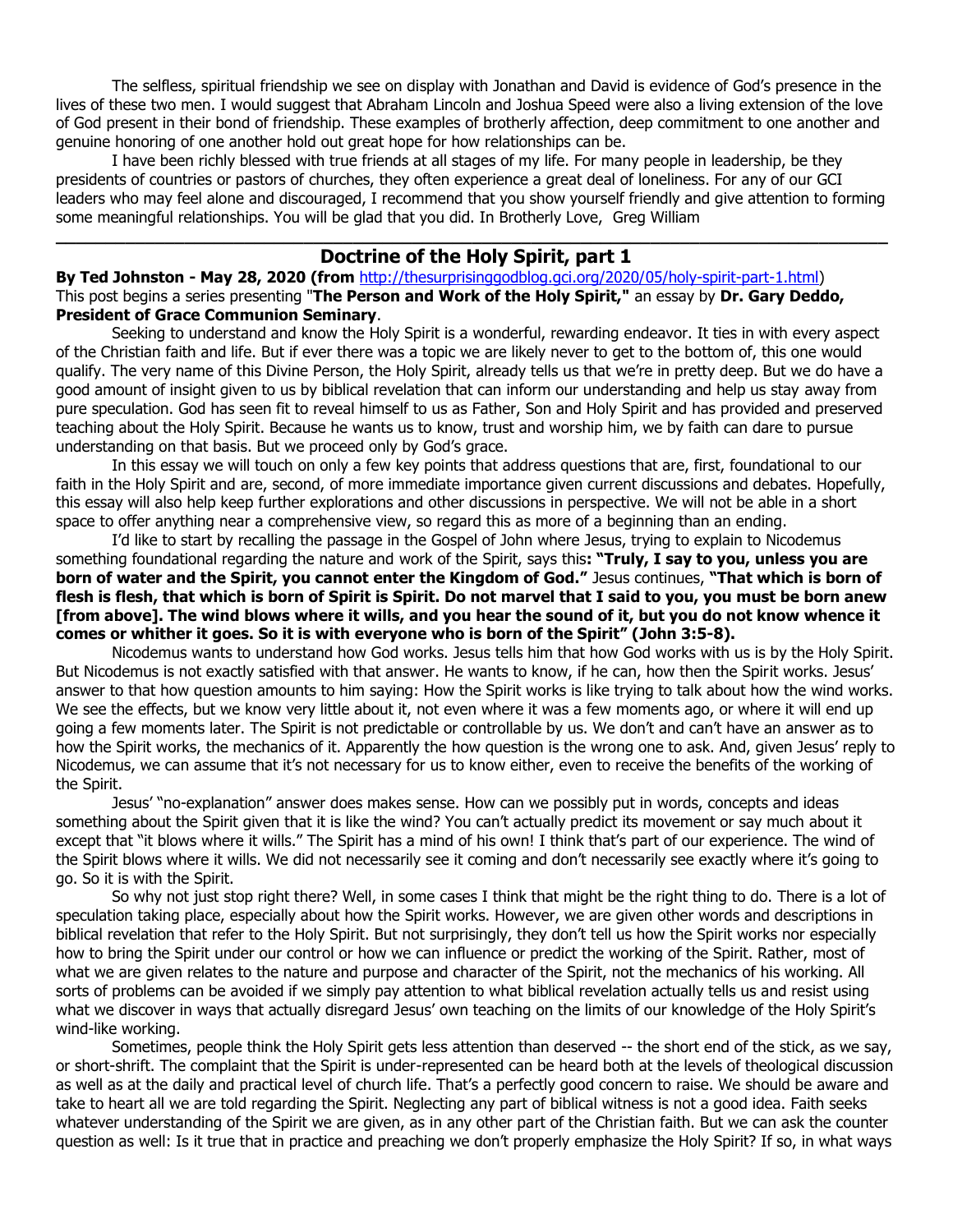The selfless, spiritual friendship we see on display with Jonathan and David is evidence of God's presence in the lives of these two men. I would suggest that Abraham Lincoln and Joshua Speed were also a living extension of the love of God present in their bond of friendship. These examples of brotherly affection, deep commitment to one another and genuine honoring of one another hold out great hope for how relationships can be.

I have been richly blessed with true friends at all stages of my life. For many people in leadership, be they presidents of countries or pastors of churches, they often experience a great deal of loneliness. For any of our GCI leaders who may feel alone and discouraged, I recommend that you show yourself friendly and give attention to forming some meaningful relationships. You will be glad that you did. In Brotherly Love, Greg William

---

## Doctrine of the Holy Spirit, part 1

**By Ted Johnston - May 28, 2020 (from** http://thesurprisinggodblog.gci.org/2020/05/holy-spirit-part-1.html)
This post begins a series presenting "**The Person and Work of the Holy Spirit,"** an essay by **Dr. Gary Deddo, President of Grace Communion Seminary**.

Seeking to understand and know the Holy Spirit is a wonderful, rewarding endeavor. It ties in with every aspect of the Christian faith and life. But if ever there was a topic we are likely never to get to the bottom of, this one would qualify. The very name of this Divine Person, the Holy Spirit, already tells us that we're in pretty deep. But we do have a good amount of insight given to us by biblical revelation that can inform our understanding and help us stay away from pure speculation. God has seen fit to reveal himself to us as Father, Son and Holy Spirit and has provided and preserved teaching about the Holy Spirit. Because he wants us to know, trust and worship him, we by faith can dare to pursue understanding on that basis. But we proceed only by God's grace.

In this essay we will touch on only a few key points that address questions that are, first, foundational to our faith in the Holy Spirit and are, second, of more immediate importance given current discussions and debates. Hopefully, this essay will also help keep further explorations and other discussions in perspective. We will not be able in a short space to offer anything near a comprehensive view, so regard this as more of a beginning than an ending.

I'd like to start by recalling the passage in the Gospel of John where Jesus, trying to explain to Nicodemus something foundational regarding the nature and work of the Spirit, says this**: "Truly, I say to you, unless you are born of water and the Spirit, you cannot enter the Kingdom of God."** Jesus continues, **"That which is born of flesh is flesh, that which is born of Spirit is Spirit. Do not marvel that I said to you, you must be born anew [from above]. The wind blows where it wills, and you hear the sound of it, but you do not know whence it comes or whither it goes. So it is with everyone who is born of the Spirit" (John 3:5-8).**

Nicodemus wants to understand how God works. Jesus tells him that how God works with us is by the Holy Spirit. But Nicodemus is not exactly satisfied with that answer. He wants to know, if he can, how then the Spirit works. Jesus' answer to that how question amounts to him saying: How the Spirit works is like trying to talk about how the wind works. We see the effects, but we know very little about it, not even where it was a few moments ago, or where it will end up going a few moments later. The Spirit is not predictable or controllable by us. We don't and can't have an answer as to how the Spirit works, the mechanics of it. Apparently the how question is the wrong one to ask. And, given Jesus' reply to Nicodemus, we can assume that it's not necessary for us to know either, even to receive the benefits of the working of the Spirit.

Jesus' "no-explanation" answer does makes sense. How can we possibly put in words, concepts and ideas something about the Spirit given that it is like the wind? You can't actually predict its movement or say much about it except that "it blows where it wills." The Spirit has a mind of his own! I think that's part of our experience. The wind of the Spirit blows where it wills. We did not necessarily see it coming and don't necessarily see exactly where it's going to go. So it is with the Spirit.

So why not just stop right there? Well, in some cases I think that might be the right thing to do. There is a lot of speculation taking place, especially about how the Spirit works. However, we are given other words and descriptions in biblical revelation that refer to the Holy Spirit. But not surprisingly, they don't tell us how the Spirit works nor especially how to bring the Spirit under our control or how we can influence or predict the working of the Spirit. Rather, most of what we are given relates to the nature and purpose and character of the Spirit, not the mechanics of his working. All sorts of problems can be avoided if we simply pay attention to what biblical revelation actually tells us and resist using what we discover in ways that actually disregard Jesus' own teaching on the limits of our knowledge of the Holy Spirit's wind-like working.

Sometimes, people think the Holy Spirit gets less attention than deserved -- the short end of the stick, as we say, or short-shrift. The complaint that the Spirit is under-represented can be heard both at the levels of theological discussion as well as at the daily and practical level of church life. That's a perfectly good concern to raise. We should be aware and take to heart all we are told regarding the Spirit. Neglecting any part of biblical witness is not a good idea. Faith seeks whatever understanding of the Spirit we are given, as in any other part of the Christian faith. But we can ask the counter question as well: Is it true that in practice and preaching we don't properly emphasize the Holy Spirit? If so, in what ways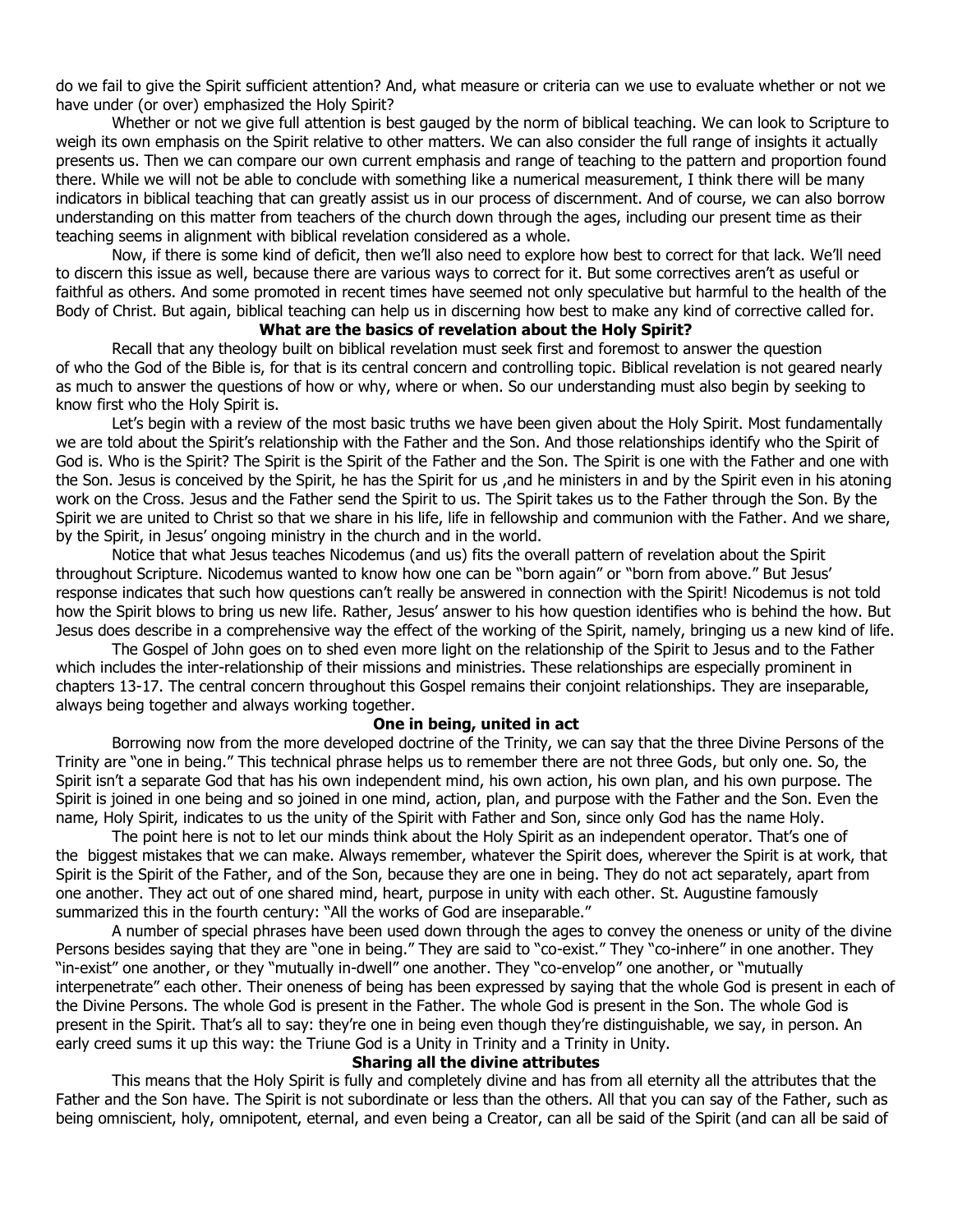do we fail to give the Spirit sufficient attention? And, what measure or criteria can we use to evaluate whether or not we have under (or over) emphasized the Holy Spirit?

Whether or not we give full attention is best gauged by the norm of biblical teaching. We can look to Scripture to weigh its own emphasis on the Spirit relative to other matters. We can also consider the full range of insights it actually presents us. Then we can compare our own current emphasis and range of teaching to the pattern and proportion found there. While we will not be able to conclude with something like a numerical measurement, I think there will be many indicators in biblical teaching that can greatly assist us in our process of discernment. And of course, we can also borrow understanding on this matter from teachers of the church down through the ages, including our present time as their teaching seems in alignment with biblical revelation considered as a whole.

Now, if there is some kind of deficit, then we'll also need to explore how best to correct for that lack. We'll need to discern this issue as well, because there are various ways to correct for it. But some correctives aren't as useful or faithful as others. And some promoted in recent times have seemed not only speculative but harmful to the health of the Body of Christ. But again, biblical teaching can help us in discerning how best to make any kind of corrective called for.

### What are the basics of revelation about the Holy Spirit?

Recall that any theology built on biblical revelation must seek first and foremost to answer the question of who the God of the Bible is, for that is its central concern and controlling topic. Biblical revelation is not geared nearly as much to answer the questions of how or why, where or when. So our understanding must also begin by seeking to know first who the Holy Spirit is.

Let's begin with a review of the most basic truths we have been given about the Holy Spirit. Most fundamentally we are told about the Spirit's relationship with the Father and the Son. And those relationships identify who the Spirit of God is. Who is the Spirit? The Spirit is the Spirit of the Father and the Son. The Spirit is one with the Father and one with the Son. Jesus is conceived by the Spirit, he has the Spirit for us ,and he ministers in and by the Spirit even in his atoning work on the Cross. Jesus and the Father send the Spirit to us. The Spirit takes us to the Father through the Son. By the Spirit we are united to Christ so that we share in his life, life in fellowship and communion with the Father. And we share, by the Spirit, in Jesus' ongoing ministry in the church and in the world.

Notice that what Jesus teaches Nicodemus (and us) fits the overall pattern of revelation about the Spirit throughout Scripture. Nicodemus wanted to know how one can be "born again" or "born from above." But Jesus' response indicates that such how questions can't really be answered in connection with the Spirit! Nicodemus is not told how the Spirit blows to bring us new life. Rather, Jesus' answer to his how question identifies who is behind the how. But Jesus does describe in a comprehensive way the effect of the working of the Spirit, namely, bringing us a new kind of life.

The Gospel of John goes on to shed even more light on the relationship of the Spirit to Jesus and to the Father which includes the inter-relationship of their missions and ministries. These relationships are especially prominent in chapters 13-17. The central concern throughout this Gospel remains their conjoint relationships. They are inseparable, always being together and always working together.

### One in being, united in act

Borrowing now from the more developed doctrine of the Trinity, we can say that the three Divine Persons of the Trinity are "one in being." This technical phrase helps us to remember there are not three Gods, but only one. So, the Spirit isn't a separate God that has his own independent mind, his own action, his own plan, and his own purpose. The Spirit is joined in one being and so joined in one mind, action, plan, and purpose with the Father and the Son. Even the name, Holy Spirit, indicates to us the unity of the Spirit with Father and Son, since only God has the name Holy.

The point here is not to let our minds think about the Holy Spirit as an independent operator. That's one of the biggest mistakes that we can make. Always remember, whatever the Spirit does, wherever the Spirit is at work, that Spirit is the Spirit of the Father, and of the Son, because they are one in being. They do not act separately, apart from one another. They act out of one shared mind, heart, purpose in unity with each other. St. Augustine famously summarized this in the fourth century: "All the works of God are inseparable."

A number of special phrases have been used down through the ages to convey the oneness or unity of the divine Persons besides saying that they are "one in being." They are said to "co-exist." They "co-inhere" in one another. They "in-exist" one another, or they "mutually in-dwell" one another. They "co-envelop" one another, or "mutually interpenetrate" each other. Their oneness of being has been expressed by saying that the whole God is present in each of the Divine Persons. The whole God is present in the Father. The whole God is present in the Son. The whole God is present in the Spirit. That's all to say: they're one in being even though they're distinguishable, we say, in person. An early creed sums it up this way: the Triune God is a Unity in Trinity and a Trinity in Unity.

### Sharing all the divine attributes

This means that the Holy Spirit is fully and completely divine and has from all eternity all the attributes that the Father and the Son have. The Spirit is not subordinate or less than the others. All that you can say of the Father, such as being omniscient, holy, omnipotent, eternal, and even being a Creator, can all be said of the Spirit (and can all be said of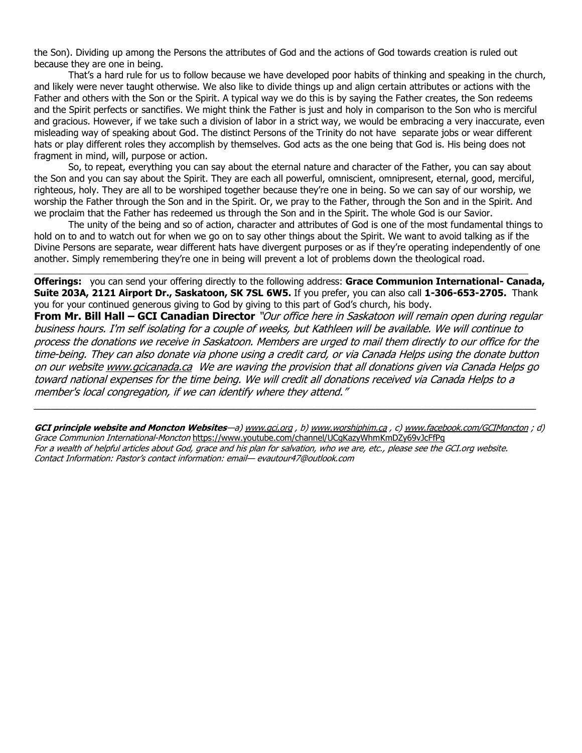the Son). Dividing up among the Persons the attributes of God and the actions of God towards creation is ruled out because they are one in being.

That's a hard rule for us to follow because we have developed poor habits of thinking and speaking in the church, and likely were never taught otherwise. We also like to divide things up and align certain attributes or actions with the Father and others with the Son or the Spirit. A typical way we do this is by saying the Father creates, the Son redeems and the Spirit perfects or sanctifies. We might think the Father is just and holy in comparison to the Son who is merciful and gracious. However, if we take such a division of labor in a strict way, we would be embracing a very inaccurate, even misleading way of speaking about God. The distinct Persons of the Trinity do not have separate jobs or wear different hats or play different roles they accomplish by themselves. God acts as the one being that God is. His being does not fragment in mind, will, purpose or action.

So, to repeat, everything you can say about the eternal nature and character of the Father, you can say about the Son and you can say about the Spirit. They are each all powerful, omniscient, omnipresent, eternal, good, merciful, righteous, holy. They are all to be worshiped together because they're one in being. So we can say of our worship, we worship the Father through the Son and in the Spirit. Or, we pray to the Father, through the Son and in the Spirit. And we proclaim that the Father has redeemed us through the Son and in the Spirit. The whole God is our Savior.

The unity of the being and so of action, character and attributes of God is one of the most fundamental things to hold on to and to watch out for when we go on to say other things about the Spirit. We want to avoid talking as if the Divine Persons are separate, wear different hats have divergent purposes or as if they're operating independently of one another. Simply remembering they're one in being will prevent a lot of problems down the theological road.

---

**Offerings:** you can send your offering directly to the following address: **Grace Communion International- Canada, Suite 203A, 2121 Airport Dr., Saskatoon, SK 7SL 6W5.** If you prefer, you can also call **1-306-653-2705.** Thank you for your continued generous giving to God by giving to this part of God's church, his body.

**From Mr. Bill Hall – GCI Canadian Director** *"Our office here in Saskatoon will remain open during regular business hours. I'm self isolating for a couple of weeks, but Kathleen will be available. We will continue to process the donations we receive in Saskatoon. Members are urged to mail them directly to our office for the time-being. They can also donate via phone using a credit card, or via Canada Helps using the donate button on our website www.gcicanada.ca We are waving the provision that all donations given via Canada Helps go toward national expenses for the time being. We will credit all donations received via Canada Helps to a member's local congregation, if we can identify where they attend."*

---

***GCI principle website and Moncton Websites***—*a) www.gci.org , b) www.worshiphim.ca , c) www.facebook.com/GCIMoncton ; d) Grace Communion International-Moncton* https://www.youtube.com/channel/UCgKazyWhmKmDZy69vJcFfPg
*For a wealth of helpful articles about God, grace and his plan for salvation, who we are, etc., please see the GCI.org website.*
*Contact Information: Pastor's contact information: email— evautour47@outlook.com*